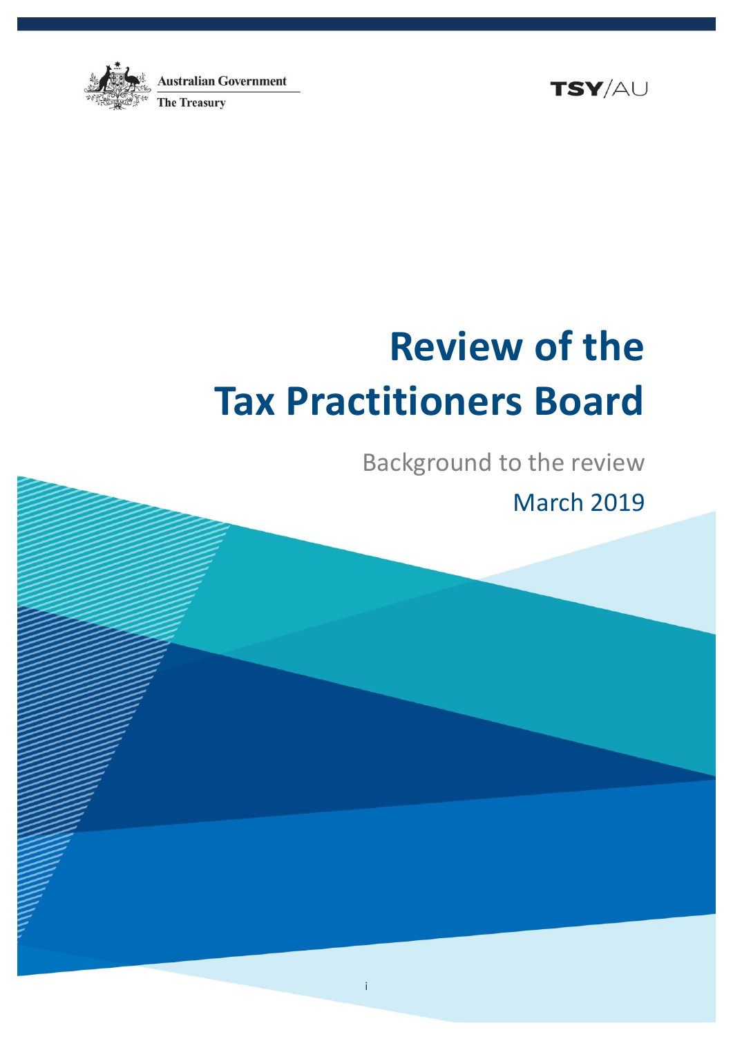Australian Government

The Treasury

TSY/AU

# Review of the Tax Practitioners Board

Background to the review

March 2019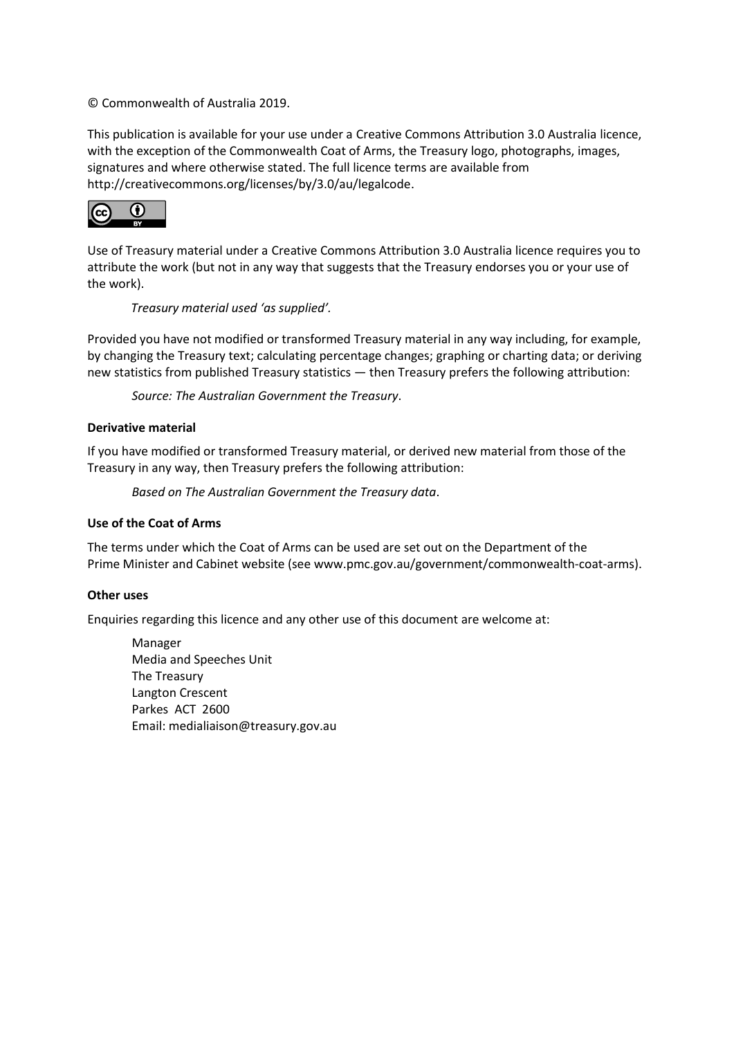© Commonwealth of Australia 2019.

This publication is available for your use under a Creative Commons Attribution 3.0 Australia licence, with the exception of the Commonwealth Coat of Arms, the Treasury logo, photographs, images, signatures and where otherwise stated. The full licence terms are available from http://creativecommons.org/licenses/by/3.0/au/legalcode.

Use of Treasury material under a Creative Commons Attribution 3.0 Australia licence requires you to attribute the work (but not in any way that suggests that the Treasury endorses you or your use of the work).

*Treasury material used 'as supplied'.*

Provided you have not modified or transformed Treasury material in any way including, for example, by changing the Treasury text; calculating percentage changes; graphing or charting data; or deriving new statistics from published Treasury statistics — then Treasury prefers the following attribution:

*Source: The Australian Government the Treasury*.

**Derivative material**

If you have modified or transformed Treasury material, or derived new material from those of the Treasury in any way, then Treasury prefers the following attribution:

*Based on The Australian Government the Treasury data*.

**Use of the Coat of Arms**

The terms under which the Coat of Arms can be used are set out on the Department of the Prime Minister and Cabinet website (see www.pmc.gov.au/government/commonwealth-coat-arms).

**Other uses**

Enquiries regarding this licence and any other use of this document are welcome at:

Manager
Media and Speeches Unit
The Treasury
Langton Crescent
Parkes ACT 2600
Email: medialiaison@treasury.gov.au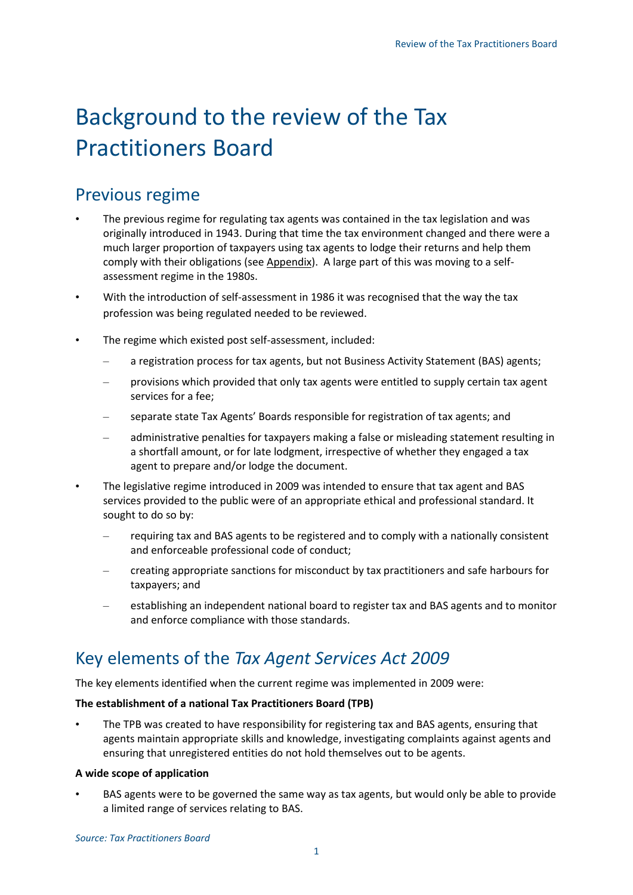# Background to the review of the Tax Practitioners Board

## Previous regime

- The previous regime for regulating tax agents was contained in the tax legislation and was originally introduced in 1943. During that time the tax environment changed and there were a much larger proportion of taxpayers using tax agents to lodge their returns and help them comply with their obligations (see Appendix). A large part of this was moving to a self-assessment regime in the 1980s.
- With the introduction of self-assessment in 1986 it was recognised that the way the tax profession was being regulated needed to be reviewed.
- The regime which existed post self-assessment, included:
  - a registration process for tax agents, but not Business Activity Statement (BAS) agents;
  - provisions which provided that only tax agents were entitled to supply certain tax agent services for a fee;
  - separate state Tax Agents' Boards responsible for registration of tax agents; and
  - administrative penalties for taxpayers making a false or misleading statement resulting in a shortfall amount, or for late lodgment, irrespective of whether they engaged a tax agent to prepare and/or lodge the document.
- The legislative regime introduced in 2009 was intended to ensure that tax agent and BAS services provided to the public were of an appropriate ethical and professional standard. It sought to do so by:
  - requiring tax and BAS agents to be registered and to comply with a nationally consistent and enforceable professional code of conduct;
  - creating appropriate sanctions for misconduct by tax practitioners and safe harbours for taxpayers; and
  - establishing an independent national board to register tax and BAS agents and to monitor and enforce compliance with those standards.

## Key elements of the *Tax Agent Services Act 2009*

The key elements identified when the current regime was implemented in 2009 were:

**The establishment of a national Tax Practitioners Board (TPB)**

- The TPB was created to have responsibility for registering tax and BAS agents, ensuring that agents maintain appropriate skills and knowledge, investigating complaints against agents and ensuring that unregistered entities do not hold themselves out to be agents.

**A wide scope of application**

- BAS agents were to be governed the same way as tax agents, but would only be able to provide a limited range of services relating to BAS.

*Source: Tax Practitioners Board*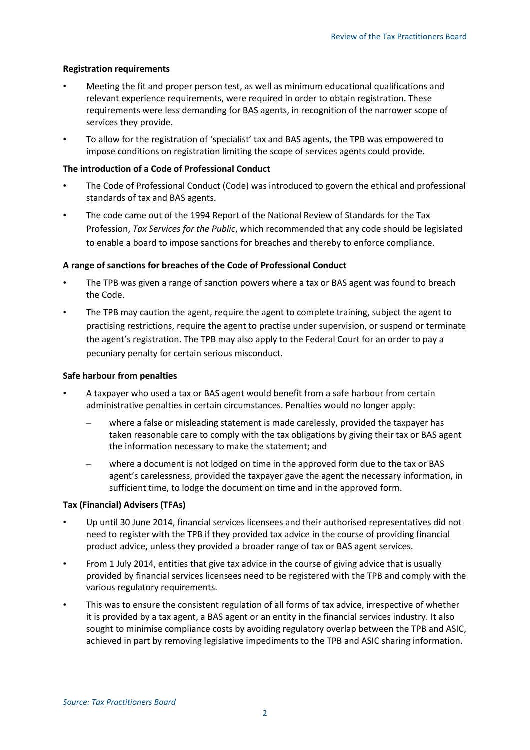**Registration requirements**

- Meeting the fit and proper person test, as well as minimum educational qualifications and relevant experience requirements, were required in order to obtain registration. These requirements were less demanding for BAS agents, in recognition of the narrower scope of services they provide.
- To allow for the registration of 'specialist' tax and BAS agents, the TPB was empowered to impose conditions on registration limiting the scope of services agents could provide.

**The introduction of a Code of Professional Conduct**

- The Code of Professional Conduct (Code) was introduced to govern the ethical and professional standards of tax and BAS agents.
- The code came out of the 1994 Report of the National Review of Standards for the Tax Profession, *Tax Services for the Public*, which recommended that any code should be legislated to enable a board to impose sanctions for breaches and thereby to enforce compliance.

**A range of sanctions for breaches of the Code of Professional Conduct**

- The TPB was given a range of sanction powers where a tax or BAS agent was found to breach the Code.
- The TPB may caution the agent, require the agent to complete training, subject the agent to practising restrictions, require the agent to practise under supervision, or suspend or terminate the agent's registration. The TPB may also apply to the Federal Court for an order to pay a pecuniary penalty for certain serious misconduct.

**Safe harbour from penalties**

- A taxpayer who used a tax or BAS agent would benefit from a safe harbour from certain administrative penalties in certain circumstances. Penalties would no longer apply:
  - where a false or misleading statement is made carelessly, provided the taxpayer has taken reasonable care to comply with the tax obligations by giving their tax or BAS agent the information necessary to make the statement; and
  - where a document is not lodged on time in the approved form due to the tax or BAS agent's carelessness, provided the taxpayer gave the agent the necessary information, in sufficient time, to lodge the document on time and in the approved form.

**Tax (Financial) Advisers (TFAs)**

- Up until 30 June 2014, financial services licensees and their authorised representatives did not need to register with the TPB if they provided tax advice in the course of providing financial product advice, unless they provided a broader range of tax or BAS agent services.
- From 1 July 2014, entities that give tax advice in the course of giving advice that is usually provided by financial services licensees need to be registered with the TPB and comply with the various regulatory requirements.
- This was to ensure the consistent regulation of all forms of tax advice, irrespective of whether it is provided by a tax agent, a BAS agent or an entity in the financial services industry. It also sought to minimise compliance costs by avoiding regulatory overlap between the TPB and ASIC, achieved in part by removing legislative impediments to the TPB and ASIC sharing information.

*Source: Tax Practitioners Board*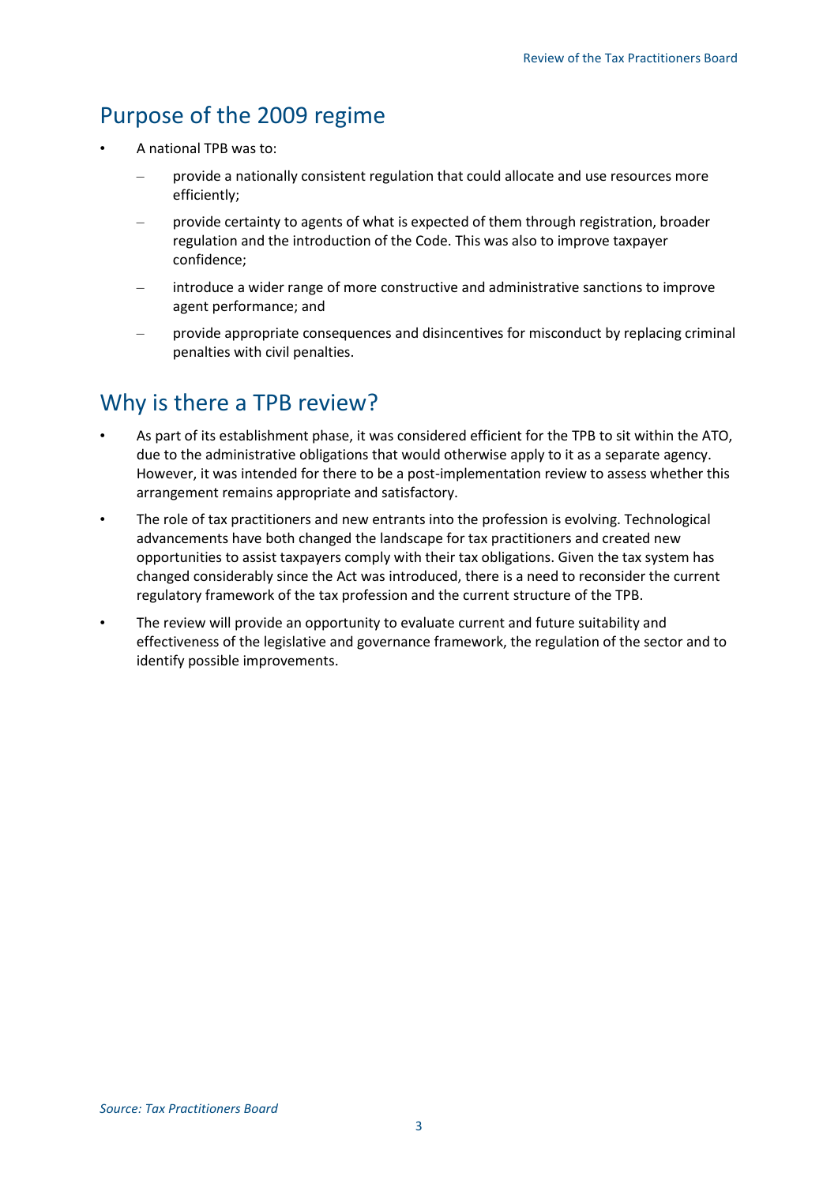## Purpose of the 2009 regime

- A national TPB was to:
  - provide a nationally consistent regulation that could allocate and use resources more efficiently;
  - provide certainty to agents of what is expected of them through registration, broader regulation and the introduction of the Code. This was also to improve taxpayer confidence;
  - introduce a wider range of more constructive and administrative sanctions to improve agent performance; and
  - provide appropriate consequences and disincentives for misconduct by replacing criminal penalties with civil penalties.

## Why is there a TPB review?

- As part of its establishment phase, it was considered efficient for the TPB to sit within the ATO, due to the administrative obligations that would otherwise apply to it as a separate agency. However, it was intended for there to be a post-implementation review to assess whether this arrangement remains appropriate and satisfactory.
- The role of tax practitioners and new entrants into the profession is evolving. Technological advancements have both changed the landscape for tax practitioners and created new opportunities to assist taxpayers comply with their tax obligations. Given the tax system has changed considerably since the Act was introduced, there is a need to reconsider the current regulatory framework of the tax profession and the current structure of the TPB.
- The review will provide an opportunity to evaluate current and future suitability and effectiveness of the legislative and governance framework, the regulation of the sector and to identify possible improvements.

*Source: Tax Practitioners Board*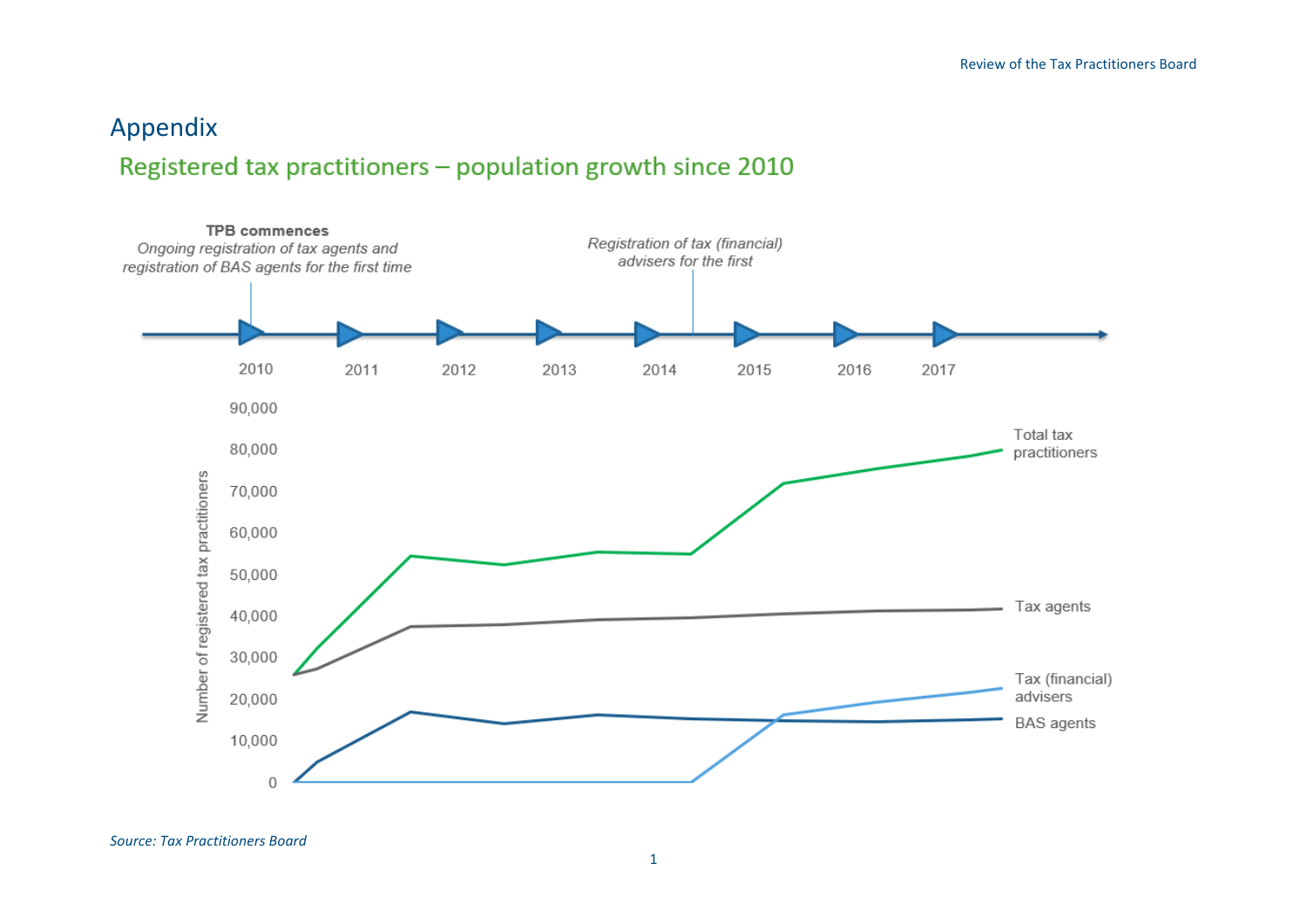# Appendix

## Registered tax practitioners – population growth since 2010

**TPB commences**
*Ongoing registration of tax agents and registration of BAS agents for the first time*

*Registration of tax (financial) advisers for the first*

2010
2011
2012
2013
2014
2015
2016
2017

Number of registered tax practitioners

90,000
80,000
70,000
60,000
50,000
40,000
30,000
20,000
10,000
0

Total tax practitioners

Tax agents

Tax (financial) advisers

BAS agents

*Source: Tax Practitioners Board*